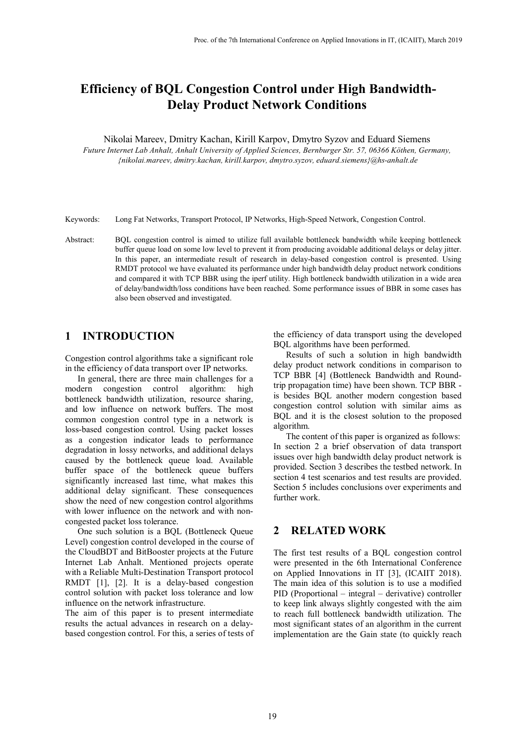# Efficiency of BQL Congestion Control under High Bandwidth-Delay Product Network Conditions

Nikolai Mareev, Dmitry Kachan, Kirill Karpov, Dmytro Syzov and Eduard Siemens

*Future Internet Lab Anhalt, Anhalt University of Applied Sciences, Bernburger Str. 57, 06366 Köthen, Germany, {nikolai.mareev, dmitry.kachan, kirill.karpov, dmytro.syzov, eduard.siemens}@hs-anhalt.de*

Keywords: Long Fat Networks, Transport Protocol, IP Networks, High-Speed Network, Congestion Control.

Abstract: BQL congestion control is aimed to utilize full available bottleneck bandwidth while keeping bottleneck buffer queue load on some low level to prevent it from producing avoidable additional delays or delay jitter. In this paper, an intermediate result of research in delay-based congestion control is presented. Using RMDT protocol we have evaluated its performance under high bandwidth delay product network conditions and compared it with TCP BBR using the iperf utility. High bottleneck bandwidth utilization in a wide area of delay/bandwidth/loss conditions have been reached. Some performance issues of BBR in some cases has also been observed and investigated.

## 1 INTRODUCTION

Congestion control algorithms take a significant role in the efficiency of data transport over IP networks.

In general, there are three main challenges for a modern congestion control algorithm: high bottleneck bandwidth utilization, resource sharing, and low influence on network buffers. The most common congestion control type in a network is loss-based congestion control. Using packet losses as a congestion indicator leads to performance degradation in lossy networks, and additional delays caused by the bottleneck queue load. Available buffer space of the bottleneck queue buffers significantly increased last time, what makes this additional delay significant. These consequences show the need of new congestion control algorithms with lower influence on the network and with non-congested packet loss tolerance.

One such solution is a BQL (Bottleneck Queue Level) congestion control developed in the course of the CloudBDT and BitBooster projects at the Future Internet Lab Anhalt. Mentioned projects operate with a Reliable Multi-Destination Transport protocol RMDT [1], [2]. It is a delay-based congestion control solution with packet loss tolerance and low influence on the network infrastructure.

The aim of this paper is to present intermediate results the actual advances in research on a delay-based congestion control. For this, a series of tests of the efficiency of data transport using the developed BQL algorithms have been performed.

Results of such a solution in high bandwidth delay product network conditions in comparison to TCP BBR [4] (Bottleneck Bandwidth and Round-trip propagation time) have been shown. TCP BBR - is besides BQL another modern congestion based congestion control solution with similar aims as BQL and it is the closest solution to the proposed algorithm.

The content of this paper is organized as follows: In section 2 a brief observation of data transport issues over high bandwidth delay product network is provided. Section 3 describes the testbed network. In section 4 test scenarios and test results are provided. Section 5 includes conclusions over experiments and further work.

## 2 RELATED WORK

The first test results of a BQL congestion control were presented in the 6th International Conference on Applied Innovations in IT [3], (ICAIIT 2018). The main idea of this solution is to use a modified PID (Proportional – integral – derivative) controller to keep link always slightly congested with the aim to reach full bottleneck bandwidth utilization. The most significant states of an algorithm in the current implementation are the Gain state (to quickly reach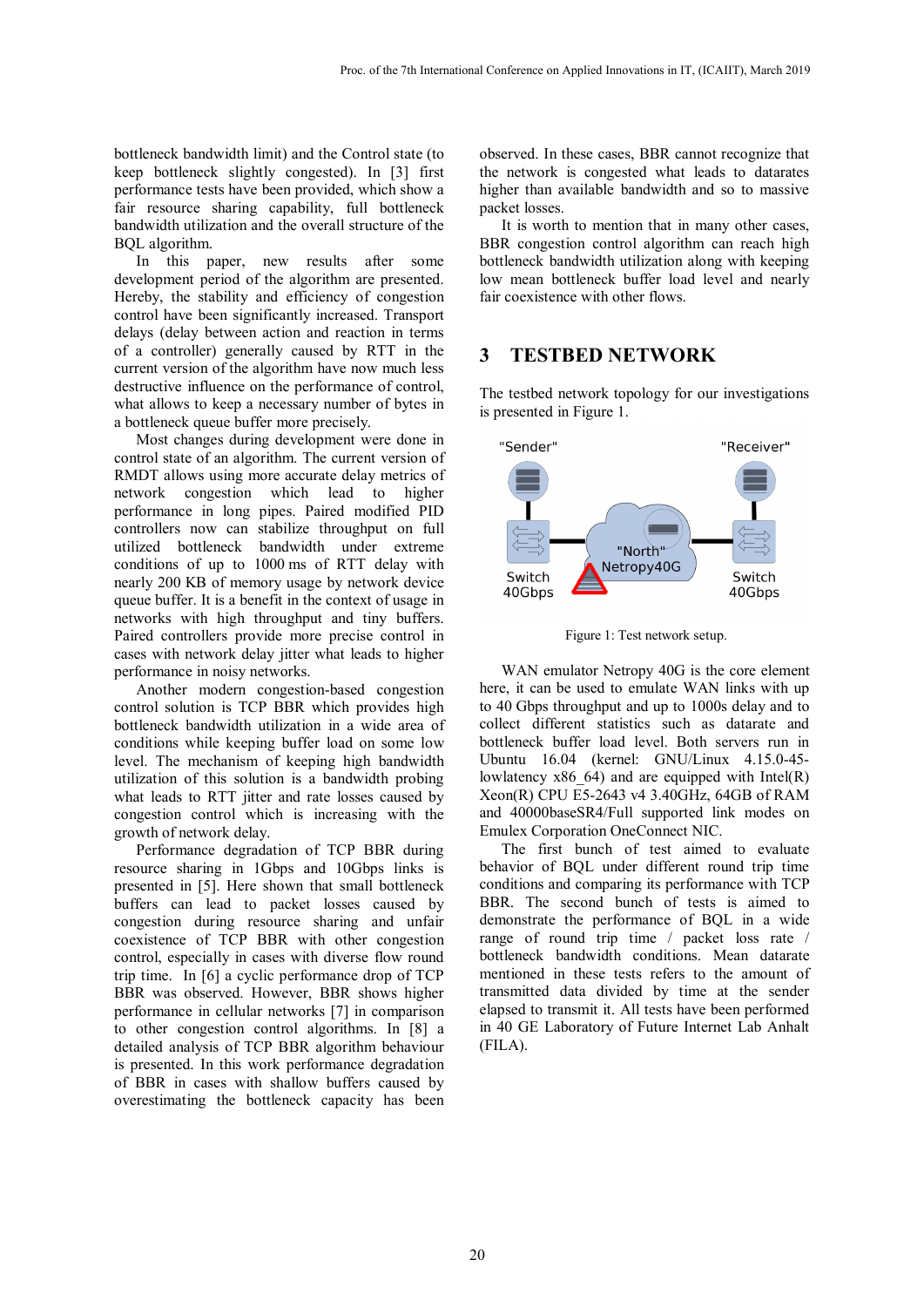bottleneck bandwidth limit) and the Control state (to keep bottleneck slightly congested). In [3] first performance tests have been provided, which show a fair resource sharing capability, full bottleneck bandwidth utilization and the overall structure of the BQL algorithm.

In this paper, new results after some development period of the algorithm are presented. Hereby, the stability and efficiency of congestion control have been significantly increased. Transport delays (delay between action and reaction in terms of a controller) generally caused by RTT in the current version of the algorithm have now much less destructive influence on the performance of control, what allows to keep a necessary number of bytes in a bottleneck queue buffer more precisely.

Most changes during development were done in control state of an algorithm. The current version of RMDT allows using more accurate delay metrics of network congestion which lead to higher performance in long pipes. Paired modified PID controllers now can stabilize throughput on full utilized bottleneck bandwidth under extreme conditions of up to 1000 ms of RTT delay with nearly 200 KB of memory usage by network device queue buffer. It is a benefit in the context of usage in networks with high throughput and tiny buffers. Paired controllers provide more precise control in cases with network delay jitter what leads to higher performance in noisy networks.

Another modern congestion-based congestion control solution is TCP BBR which provides high bottleneck bandwidth utilization in a wide area of conditions while keeping buffer load on some low level. The mechanism of keeping high bandwidth utilization of this solution is a bandwidth probing what leads to RTT jitter and rate losses caused by congestion control which is increasing with the growth of network delay.

Performance degradation of TCP BBR during resource sharing in 1Gbps and 10Gbps links is presented in [5]. Here shown that small bottleneck buffers can lead to packet losses caused by congestion during resource sharing and unfair coexistence of TCP BBR with other congestion control, especially in cases with diverse flow round trip time. In [6] a cyclic performance drop of TCP BBR was observed. However, BBR shows higher performance in cellular networks [7] in comparison to other congestion control algorithms. In [8] a detailed analysis of TCP BBR algorithm behaviour is presented. In this work performance degradation of BBR in cases with shallow buffers caused by overestimating the bottleneck capacity has been observed. In these cases, BBR cannot recognize that the network is congested what leads to datarates higher than available bandwidth and so to massive packet losses.

It is worth to mention that in many other cases, BBR congestion control algorithm can reach high bottleneck bandwidth utilization along with keeping low mean bottleneck buffer load level and nearly fair coexistence with other flows.

# 3 TESTBED NETWORK

The testbed network topology for our investigations is presented in Figure 1.

"Sender" "Receiver" Switch 40Gbps "North" Netropy40G Switch 40Gbps

Figure 1: Test network setup.

WAN emulator Netropy 40G is the core element here, it can be used to emulate WAN links with up to 40 Gbps throughput and up to 1000s delay and to collect different statistics such as datarate and bottleneck buffer load level. Both servers run in Ubuntu 16.04 (kernel: GNU/Linux 4.15.0-45-lowlatency x86_64) and are equipped with Intel(R) Xeon(R) CPU E5-2643 v4 3.40GHz, 64GB of RAM and 40000baseSR4/Full supported link modes on Emulex Corporation OneConnect NIC.

The first bunch of test aimed to evaluate behavior of BQL under different round trip time conditions and comparing its performance with TCP BBR. The second bunch of tests is aimed to demonstrate the performance of BQL in a wide range of round trip time / packet loss rate / bottleneck bandwidth conditions. Mean datarate mentioned in these tests refers to the amount of transmitted data divided by time at the sender elapsed to transmit it. All tests have been performed in 40 GE Laboratory of Future Internet Lab Anhalt (FILA).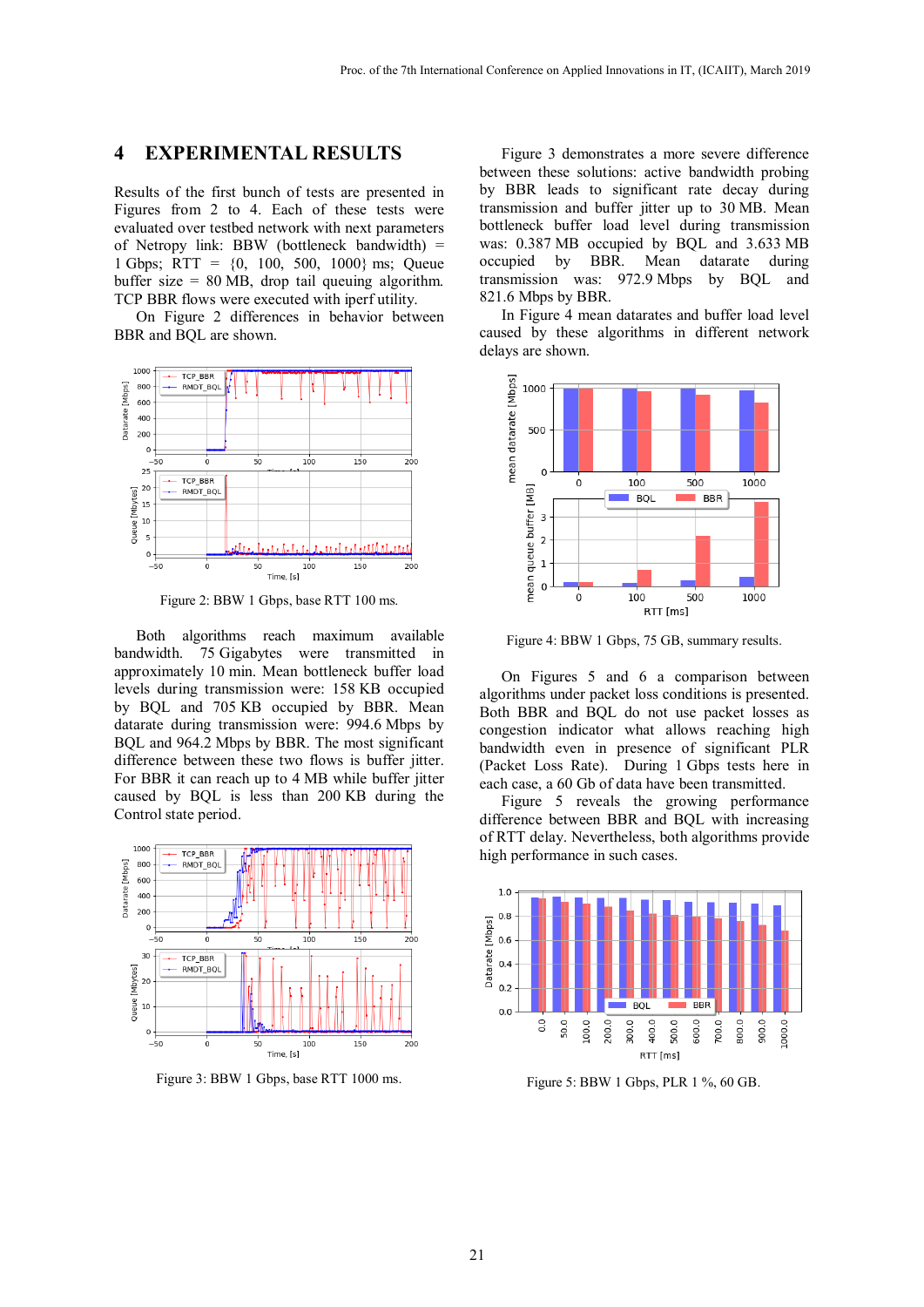## 4 EXPERIMENTAL RESULTS

Results of the first bunch of tests are presented in Figures from 2 to 4. Each of these tests were evaluated over testbed network with next parameters of Netropy link: BBW (bottleneck bandwidth) = 1 Gbps; RTT = {0, 100, 500, 1000} ms; Queue buffer size = 80 MB, drop tail queuing algorithm. TCP BBR flows were executed with iperf utility.

On Figure 2 differences in behavior between BBR and BQL are shown.

Figure 2: BBW 1 Gbps, base RTT 100 ms.

Both algorithms reach maximum available bandwidth. 75 Gigabytes were transmitted in approximately 10 min. Mean bottleneck buffer load levels during transmission were: 158 KB occupied by BQL and 705 KB occupied by BBR. Mean datarate during transmission were: 994.6 Mbps by BQL and 964.2 Mbps by BBR. The most significant difference between these two flows is buffer jitter. For BBR it can reach up to 4 MB while buffer jitter caused by BQL is less than 200 KB during the Control state period.

Figure 3: BBW 1 Gbps, base RTT 1000 ms.

Figure 3 demonstrates a more severe difference between these solutions: active bandwidth probing by BBR leads to significant rate decay during transmission and buffer jitter up to 30 MB. Mean bottleneck buffer load level during transmission was: 0.387 MB occupied by BQL and 3.633 MB occupied by BBR. Mean datarate during transmission was: 972.9 Mbps by BQL and 821.6 Mbps by BBR.

In Figure 4 mean datarates and buffer load level caused by these algorithms in different network delays are shown.

Figure 4: BBW 1 Gbps, 75 GB, summary results.

On Figures 5 and 6 a comparison between algorithms under packet loss conditions is presented. Both BBR and BQL do not use packet losses as congestion indicator what allows reaching high bandwidth even in presence of significant PLR (Packet Loss Rate). During 1 Gbps tests here in each case, a 60 Gb of data have been transmitted.

Figure 5 reveals the growing performance difference between BBR and BQL with increasing of RTT delay. Nevertheless, both algorithms provide high performance in such cases.

Figure 5: BBW 1 Gbps, PLR 1 %, 60 GB.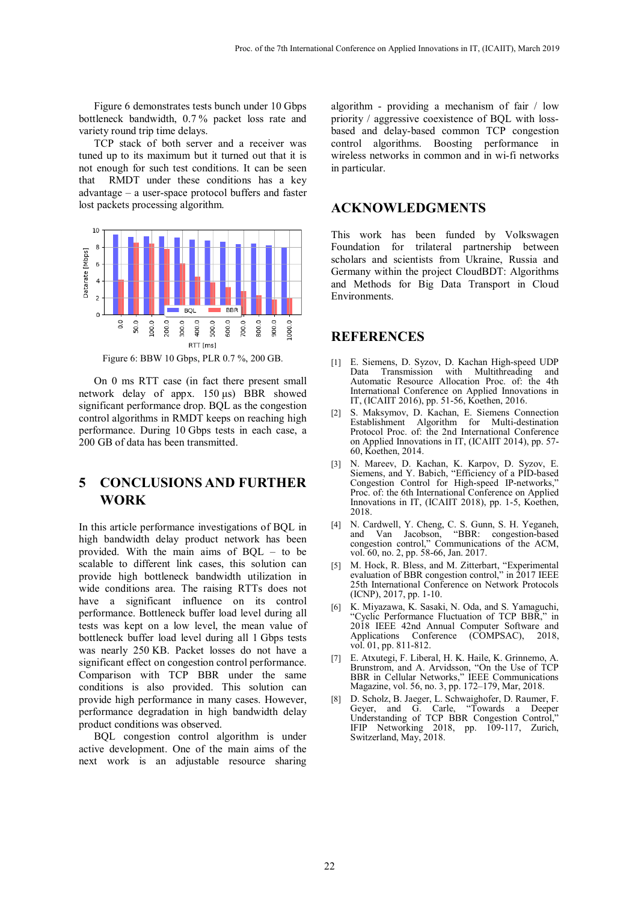Figure 6 demonstrates tests bunch under 10 Gbps bottleneck bandwidth, 0.7 % packet loss rate and variety round trip time delays.

TCP stack of both server and a receiver was tuned up to its maximum but it turned out that it is not enough for such test conditions. It can be seen that RMDT under these conditions has a key advantage – a user-space protocol buffers and faster lost packets processing algorithm.

Datarate [Mbps]
10
8
6
4
2
0
0.0
50.0
100.0
200.0
300.0
400.0
500.0
600.0
700.0
800.0
900.0
1000.0
RTT [ms]
BQL
BBR

Figure 6: BBW 10 Gbps, PLR 0.7 %, 200 GB.

On 0 ms RTT case (in fact there present small network delay of appx. 150 μs) BBR showed significant performance drop. BQL as the congestion control algorithms in RMDT keeps on reaching high performance. During 10 Gbps tests in each case, a 200 GB of data has been transmitted.

## 5 CONCLUSIONS AND FURTHER WORK

In this article performance investigations of BQL in high bandwidth delay product network has been provided. With the main aims of BQL – to be scalable to different link cases, this solution can provide high bottleneck bandwidth utilization in wide conditions area. The raising RTTs does not have a significant influence on its control performance. Bottleneck buffer load level during all tests was kept on a low level, the mean value of bottleneck buffer load level during all 1 Gbps tests was nearly 250 KB. Packet losses do not have a significant effect on congestion control performance. Comparison with TCP BBR under the same conditions is also provided. This solution can provide high performance in many cases. However, performance degradation in high bandwidth delay product conditions was observed.

BQL congestion control algorithm is under active development. One of the main aims of the next work is an adjustable resource sharing algorithm - providing a mechanism of fair / low priority / aggressive coexistence of BQL with loss-based and delay-based common TCP congestion control algorithms. Boosting performance in wireless networks in common and in wi-fi networks in particular.

## ACKNOWLEDGMENTS

This work has been funded by Volkswagen Foundation for trilateral partnership between scholars and scientists from Ukraine, Russia and Germany within the project CloudBDT: Algorithms and Methods for Big Data Transport in Cloud Environments.

## REFERENCES

[1] E. Siemens, D. Syzov, D. Kachan High-speed UDP Data Transmission with Multithreading and Automatic Resource Allocation Proc. of: the 4th International Conference on Applied Innovations in IT, (ICAIIT 2016), pp. 51-56, Koethen, 2016.

[2] S. Maksymov, D. Kachan, E. Siemens Connection Establishment Algorithm for Multi-destination Protocol Proc. of: the 2nd International Conference on Applied Innovations in IT, (ICAIIT 2014), pp. 57-60, Koethen, 2014.

[3] N. Mareev, D. Kachan, K. Karpov, D. Syzov, E. Siemens, and Y. Babich, "Efficiency of a PID-based Congestion Control for High-speed IP-networks," Proc. of: the 6th International Conference on Applied Innovations in IT, (ICAIIT 2018), pp. 1-5, Koethen, 2018.

[4] N. Cardwell, Y. Cheng, C. S. Gunn, S. H. Yeganeh, and Van Jacobson, "BBR: congestion-based congestion control," Communications of the ACM, vol. 60, no. 2, pp. 58-66, Jan. 2017.

[5] M. Hock, R. Bless, and M. Zitterbart, "Experimental evaluation of BBR congestion control," in 2017 IEEE 25th International Conference on Network Protocols (ICNP), 2017, pp. 1-10.

[6] K. Miyazawa, K. Sasaki, N. Oda, and S. Yamaguchi, "Cyclic Performance Fluctuation of TCP BBR," in 2018 IEEE 42nd Annual Computer Software and Applications Conference (COMPSAC), 2018, vol. 01, pp. 811-812.

[7] E. Atxutegi, F. Liberal, H. K. Haile, K. Grinnemo, A. Brunstrom, and A. Arvidsson, "On the Use of TCP BBR in Cellular Networks," IEEE Communications Magazine, vol. 56, no. 3, pp. 172–179, Mar, 2018.

[8] D. Scholz, B. Jaeger, L. Schwaighofer, D. Raumer, F. Geyer, and G. Carle, "Towards a Deeper Understanding of TCP BBR Congestion Control," IFIP Networking 2018, pp. 109-117, Zurich, Switzerland, May, 2018.